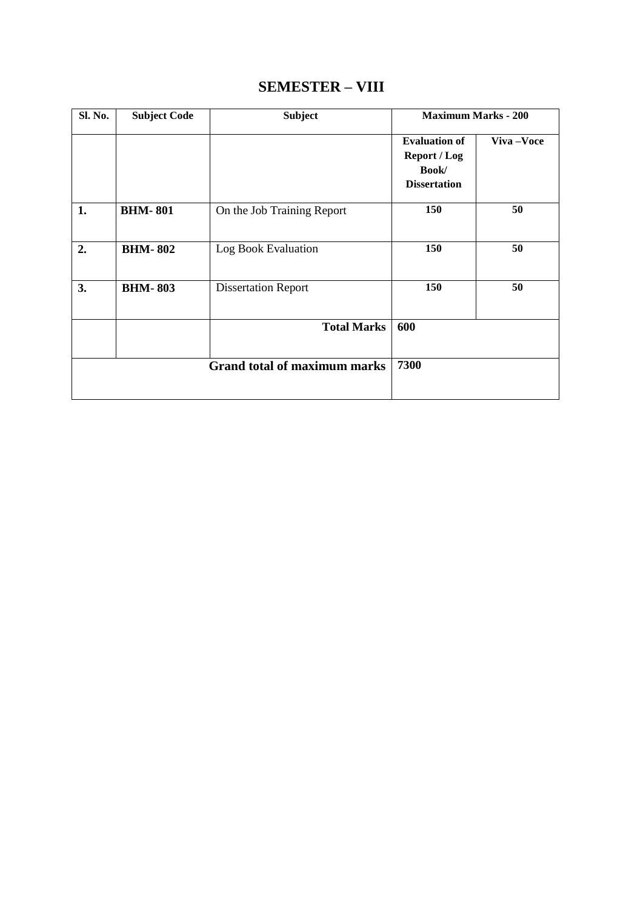# SEMESTER – VIII

| Sl. No. | Subject Code | Subject | Maximum Marks - 200 | |
|---|---|---|---|---|
| | | | **Evaluation of Report / Log Book/ Dissertation** | **Viva –Voce** |
| **1.** | **BHM- 801** | On the Job Training Report | **150** | **50** |
| **2.** | **BHM- 802** | Log Book Evaluation | **150** | **50** |
| **3.** | **BHM- 803** | Dissertation Report | **150** | **50** |
| | | **Total Marks** | **600** | |
| **Grand total of maximum marks** | | | **7300** | |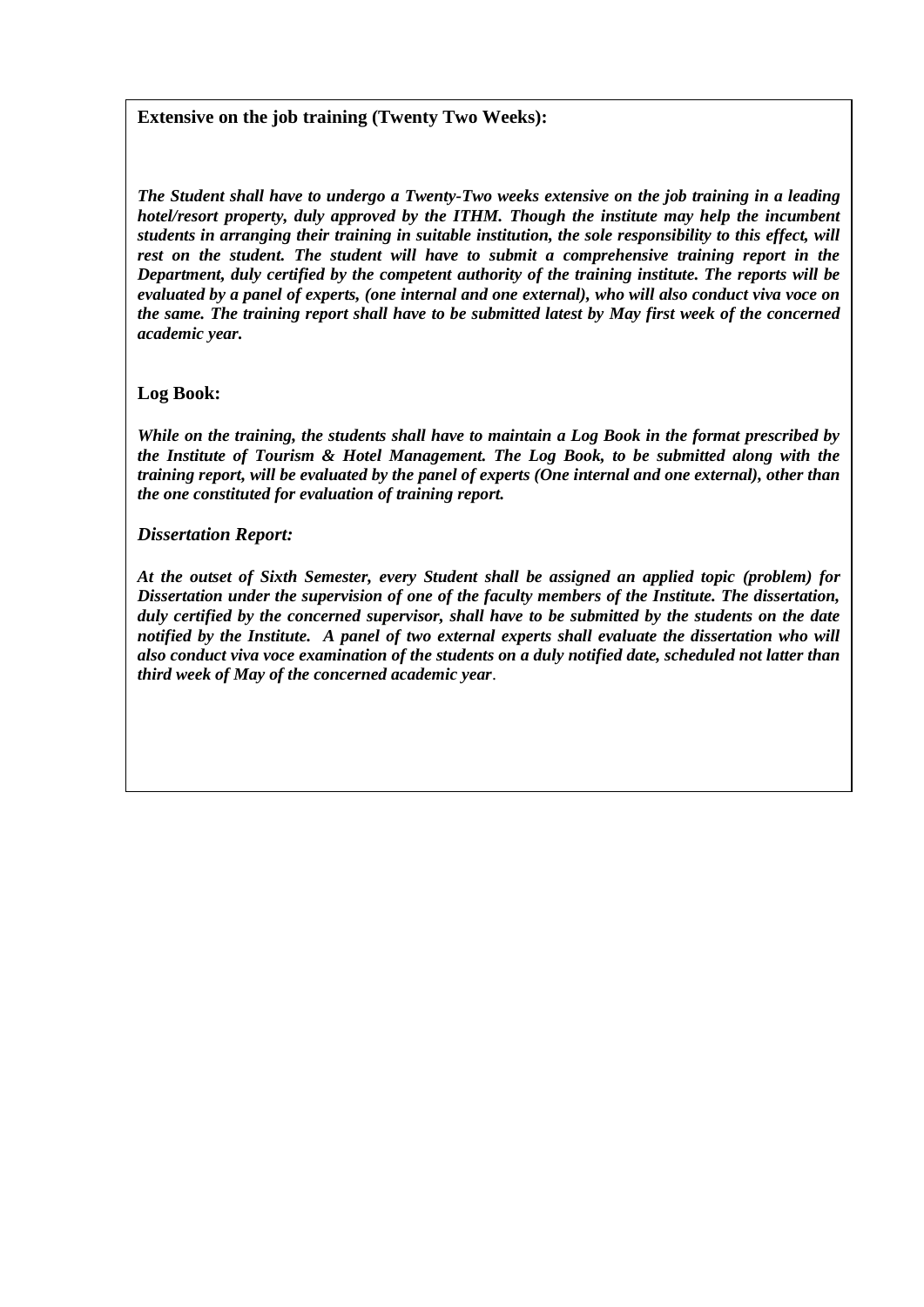**Extensive on the job training (Twenty Two Weeks):**

***The Student shall have to undergo a Twenty-Two weeks extensive on the job training in a leading hotel/resort property, duly approved by the ITHM. Though the institute may help the incumbent students in arranging their training in suitable institution, the sole responsibility to this effect, will rest on the student. The student will have to submit a comprehensive training report in the Department, duly certified by the competent authority of the training institute. The reports will be evaluated by a panel of experts, (one internal and one external), who will also conduct viva voce on the same. The training report shall have to be submitted latest by May first week of the concerned academic year.***

**Log Book:**

***While on the training, the students shall have to maintain a Log Book in the format prescribed by the Institute of Tourism & Hotel Management. The Log Book, to be submitted along with the training report, will be evaluated by the panel of experts (One internal and one external), other than the one constituted for evaluation of training report.***

***Dissertation Report:***

***At the outset of Sixth Semester, every Student shall be assigned an applied topic (problem) for Dissertation under the supervision of one of the faculty members of the Institute. The dissertation, duly certified by the concerned supervisor, shall have to be submitted by the students on the date notified by the Institute. A panel of two external experts shall evaluate the dissertation who will also conduct viva voce examination of the students on a duly notified date, scheduled not latter than third week of May of the concerned academic year***.